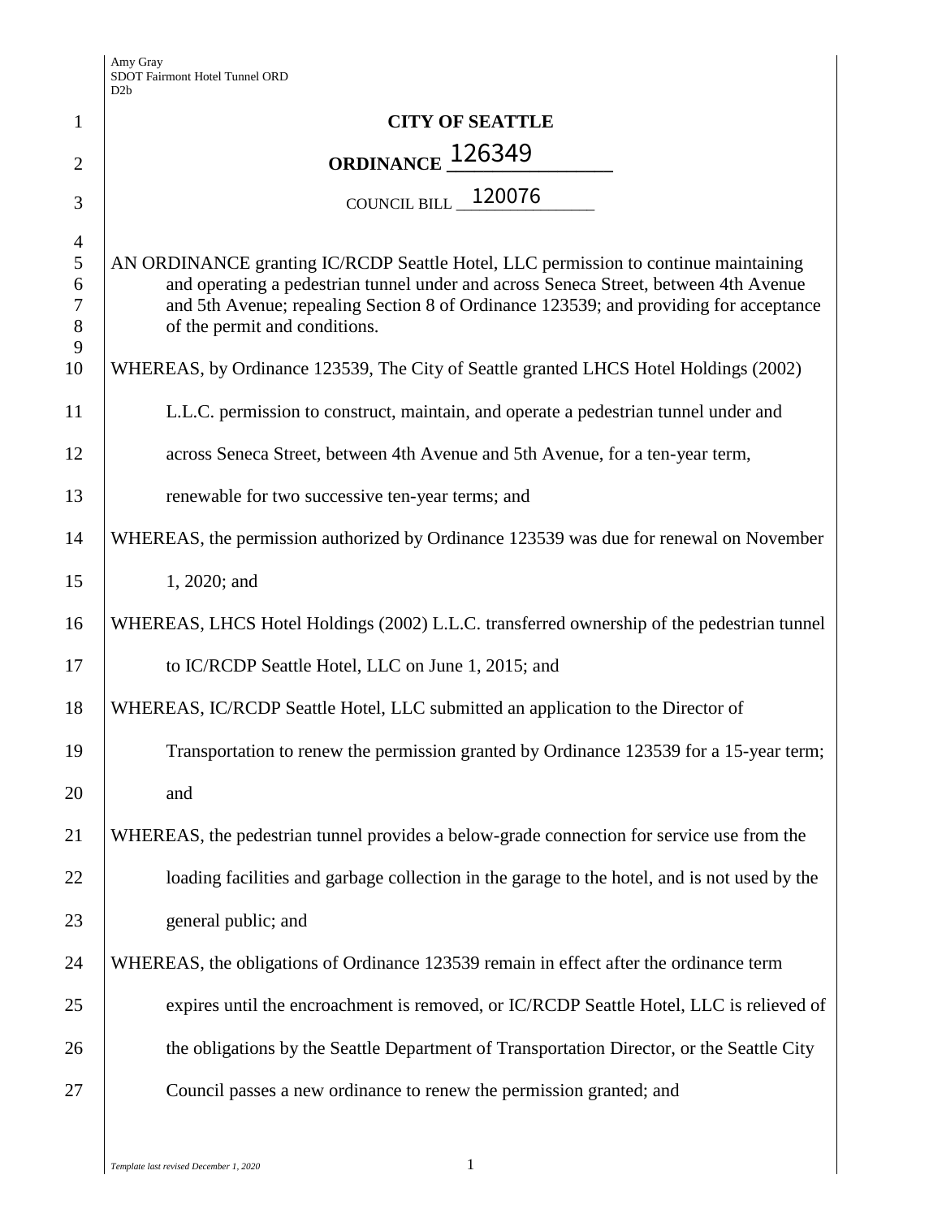# CITY OF SEATTLE

## ORDINANCE 126349

COUNCIL BILL 120076

AN ORDINANCE granting IC/RCDP Seattle Hotel, LLC permission to continue maintaining and operating a pedestrian tunnel under and across Seneca Street, between 4th Avenue and 5th Avenue; repealing Section 8 of Ordinance 123539; and providing for acceptance of the permit and conditions.

WHEREAS, by Ordinance 123539, The City of Seattle granted LHCS Hotel Holdings (2002) L.L.C. permission to construct, maintain, and operate a pedestrian tunnel under and across Seneca Street, between 4th Avenue and 5th Avenue, for a ten-year term, renewable for two successive ten-year terms; and

WHEREAS, the permission authorized by Ordinance 123539 was due for renewal on November 1, 2020; and

WHEREAS, LHCS Hotel Holdings (2002) L.L.C. transferred ownership of the pedestrian tunnel to IC/RCDP Seattle Hotel, LLC on June 1, 2015; and

WHEREAS, IC/RCDP Seattle Hotel, LLC submitted an application to the Director of Transportation to renew the permission granted by Ordinance 123539 for a 15-year term; and

WHEREAS, the pedestrian tunnel provides a below-grade connection for service use from the loading facilities and garbage collection in the garage to the hotel, and is not used by the general public; and

WHEREAS, the obligations of Ordinance 123539 remain in effect after the ordinance term expires until the encroachment is removed, or IC/RCDP Seattle Hotel, LLC is relieved of the obligations by the Seattle Department of Transportation Director, or the Seattle City Council passes a new ordinance to renew the permission granted; and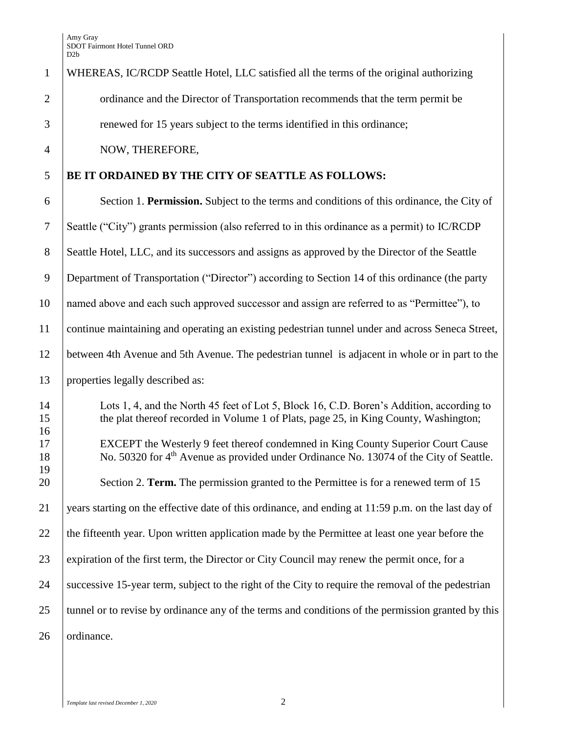WHEREAS, IC/RCDP Seattle Hotel, LLC satisfied all the terms of the original authorizing ordinance and the Director of Transportation recommends that the term permit be renewed for 15 years subject to the terms identified in this ordinance;

NOW, THEREFORE,

**BE IT ORDAINED BY THE CITY OF SEATTLE AS FOLLOWS:**

Section 1. **Permission.** Subject to the terms and conditions of this ordinance, the City of Seattle ("City") grants permission (also referred to in this ordinance as a permit) to IC/RCDP Seattle Hotel, LLC, and its successors and assigns as approved by the Director of the Seattle Department of Transportation ("Director") according to Section 14 of this ordinance (the party named above and each such approved successor and assign are referred to as "Permittee"), to continue maintaining and operating an existing pedestrian tunnel under and across Seneca Street, between 4th Avenue and 5th Avenue. The pedestrian tunnel is adjacent in whole or in part to the properties legally described as:

> Lots 1, 4, and the North 45 feet of Lot 5, Block 16, C.D. Boren's Addition, according to the plat thereof recorded in Volume 1 of Plats, page 25, in King County, Washington;
>
> EXCEPT the Westerly 9 feet thereof condemned in King County Superior Court Cause No. 50320 for 4th Avenue as provided under Ordinance No. 13074 of the City of Seattle.

Section 2. **Term.** The permission granted to the Permittee is for a renewed term of 15 years starting on the effective date of this ordinance, and ending at 11:59 p.m. on the last day of the fifteenth year. Upon written application made by the Permittee at least one year before the expiration of the first term, the Director or City Council may renew the permit once, for a successive 15-year term, subject to the right of the City to require the removal of the pedestrian tunnel or to revise by ordinance any of the terms and conditions of the permission granted by this ordinance.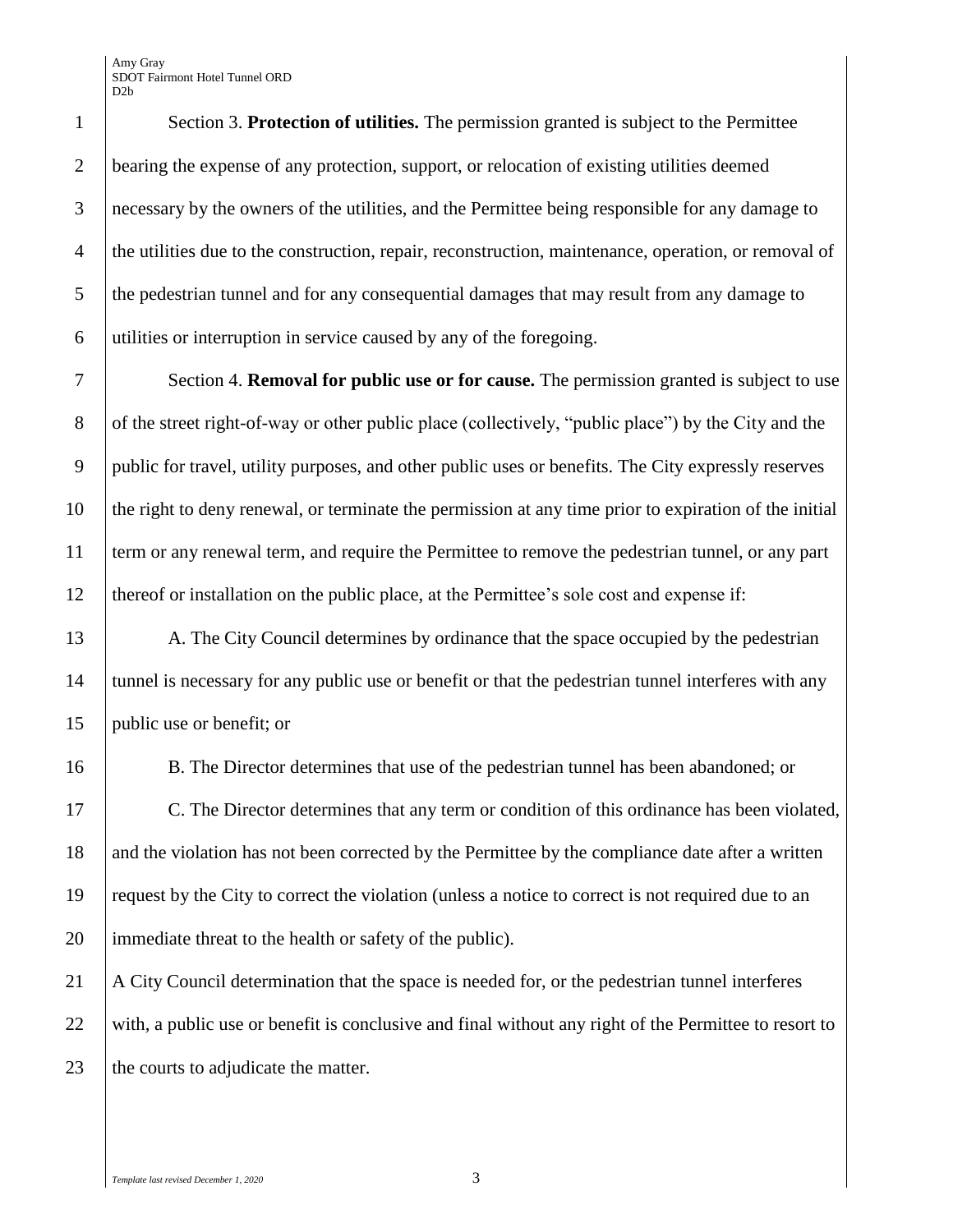Section 3. **Protection of utilities.** The permission granted is subject to the Permittee bearing the expense of any protection, support, or relocation of existing utilities deemed necessary by the owners of the utilities, and the Permittee being responsible for any damage to the utilities due to the construction, repair, reconstruction, maintenance, operation, or removal of the pedestrian tunnel and for any consequential damages that may result from any damage to utilities or interruption in service caused by any of the foregoing.

Section 4. **Removal for public use or for cause.** The permission granted is subject to use of the street right-of-way or other public place (collectively, "public place") by the City and the public for travel, utility purposes, and other public uses or benefits. The City expressly reserves the right to deny renewal, or terminate the permission at any time prior to expiration of the initial term or any renewal term, and require the Permittee to remove the pedestrian tunnel, or any part thereof or installation on the public place, at the Permittee's sole cost and expense if:

A. The City Council determines by ordinance that the space occupied by the pedestrian tunnel is necessary for any public use or benefit or that the pedestrian tunnel interferes with any public use or benefit; or

B. The Director determines that use of the pedestrian tunnel has been abandoned; or

C. The Director determines that any term or condition of this ordinance has been violated, and the violation has not been corrected by the Permittee by the compliance date after a written request by the City to correct the violation (unless a notice to correct is not required due to an immediate threat to the health or safety of the public).

A City Council determination that the space is needed for, or the pedestrian tunnel interferes with, a public use or benefit is conclusive and final without any right of the Permittee to resort to the courts to adjudicate the matter.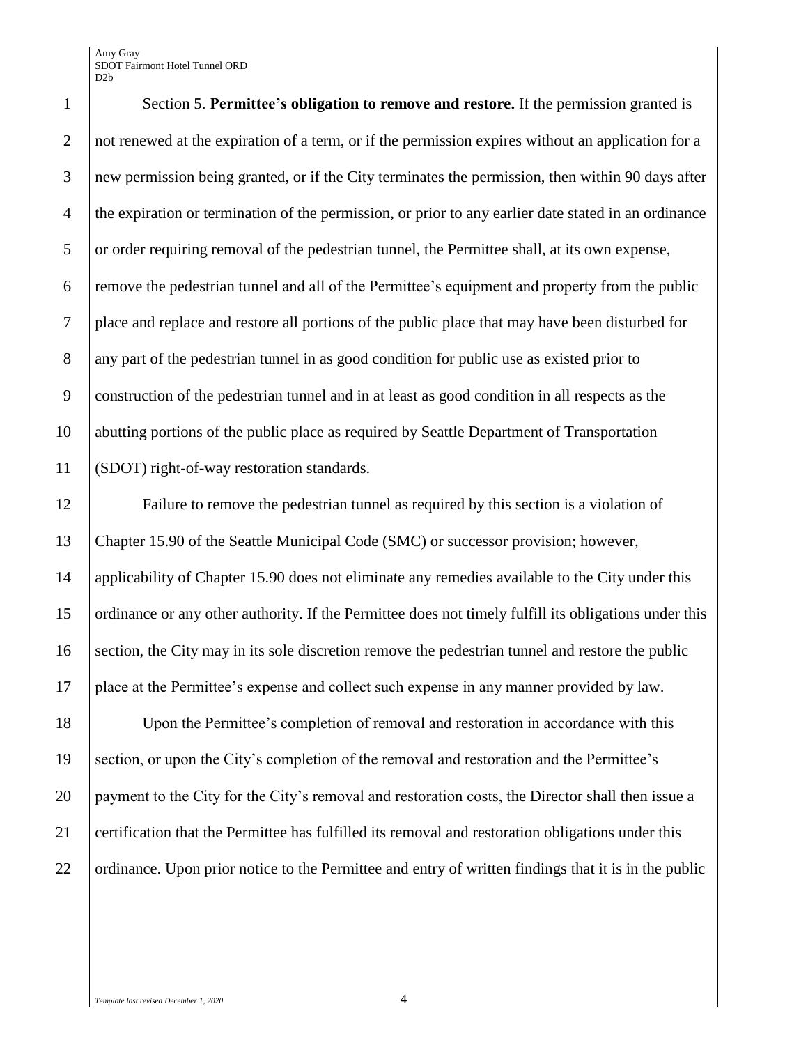Section 5. **Permittee's obligation to remove and restore.** If the permission granted is not renewed at the expiration of a term, or if the permission expires without an application for a new permission being granted, or if the City terminates the permission, then within 90 days after the expiration or termination of the permission, or prior to any earlier date stated in an ordinance or order requiring removal of the pedestrian tunnel, the Permittee shall, at its own expense, remove the pedestrian tunnel and all of the Permittee's equipment and property from the public place and replace and restore all portions of the public place that may have been disturbed for any part of the pedestrian tunnel in as good condition for public use as existed prior to construction of the pedestrian tunnel and in at least as good condition in all respects as the abutting portions of the public place as required by Seattle Department of Transportation (SDOT) right-of-way restoration standards.

Failure to remove the pedestrian tunnel as required by this section is a violation of Chapter 15.90 of the Seattle Municipal Code (SMC) or successor provision; however, applicability of Chapter 15.90 does not eliminate any remedies available to the City under this ordinance or any other authority. If the Permittee does not timely fulfill its obligations under this section, the City may in its sole discretion remove the pedestrian tunnel and restore the public place at the Permittee's expense and collect such expense in any manner provided by law.

Upon the Permittee's completion of removal and restoration in accordance with this section, or upon the City's completion of the removal and restoration and the Permittee's payment to the City for the City's removal and restoration costs, the Director shall then issue a certification that the Permittee has fulfilled its removal and restoration obligations under this ordinance. Upon prior notice to the Permittee and entry of written findings that it is in the public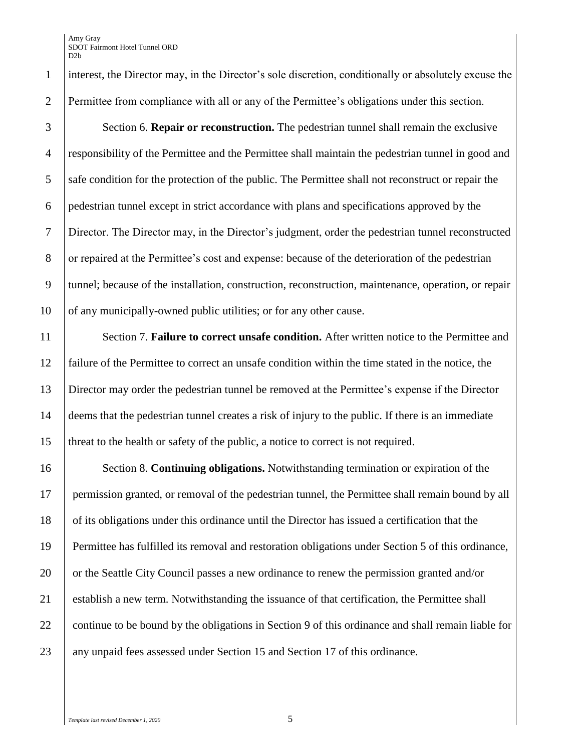interest, the Director may, in the Director's sole discretion, conditionally or absolutely excuse the Permittee from compliance with all or any of the Permittee's obligations under this section.

Section 6. **Repair or reconstruction.** The pedestrian tunnel shall remain the exclusive responsibility of the Permittee and the Permittee shall maintain the pedestrian tunnel in good and safe condition for the protection of the public. The Permittee shall not reconstruct or repair the pedestrian tunnel except in strict accordance with plans and specifications approved by the Director. The Director may, in the Director's judgment, order the pedestrian tunnel reconstructed or repaired at the Permittee's cost and expense: because of the deterioration of the pedestrian tunnel; because of the installation, construction, reconstruction, maintenance, operation, or repair of any municipally-owned public utilities; or for any other cause.

Section 7. **Failure to correct unsafe condition.** After written notice to the Permittee and failure of the Permittee to correct an unsafe condition within the time stated in the notice, the Director may order the pedestrian tunnel be removed at the Permittee's expense if the Director deems that the pedestrian tunnel creates a risk of injury to the public. If there is an immediate threat to the health or safety of the public, a notice to correct is not required.

Section 8. **Continuing obligations.** Notwithstanding termination or expiration of the permission granted, or removal of the pedestrian tunnel, the Permittee shall remain bound by all of its obligations under this ordinance until the Director has issued a certification that the Permittee has fulfilled its removal and restoration obligations under Section 5 of this ordinance, or the Seattle City Council passes a new ordinance to renew the permission granted and/or establish a new term. Notwithstanding the issuance of that certification, the Permittee shall continue to be bound by the obligations in Section 9 of this ordinance and shall remain liable for any unpaid fees assessed under Section 15 and Section 17 of this ordinance.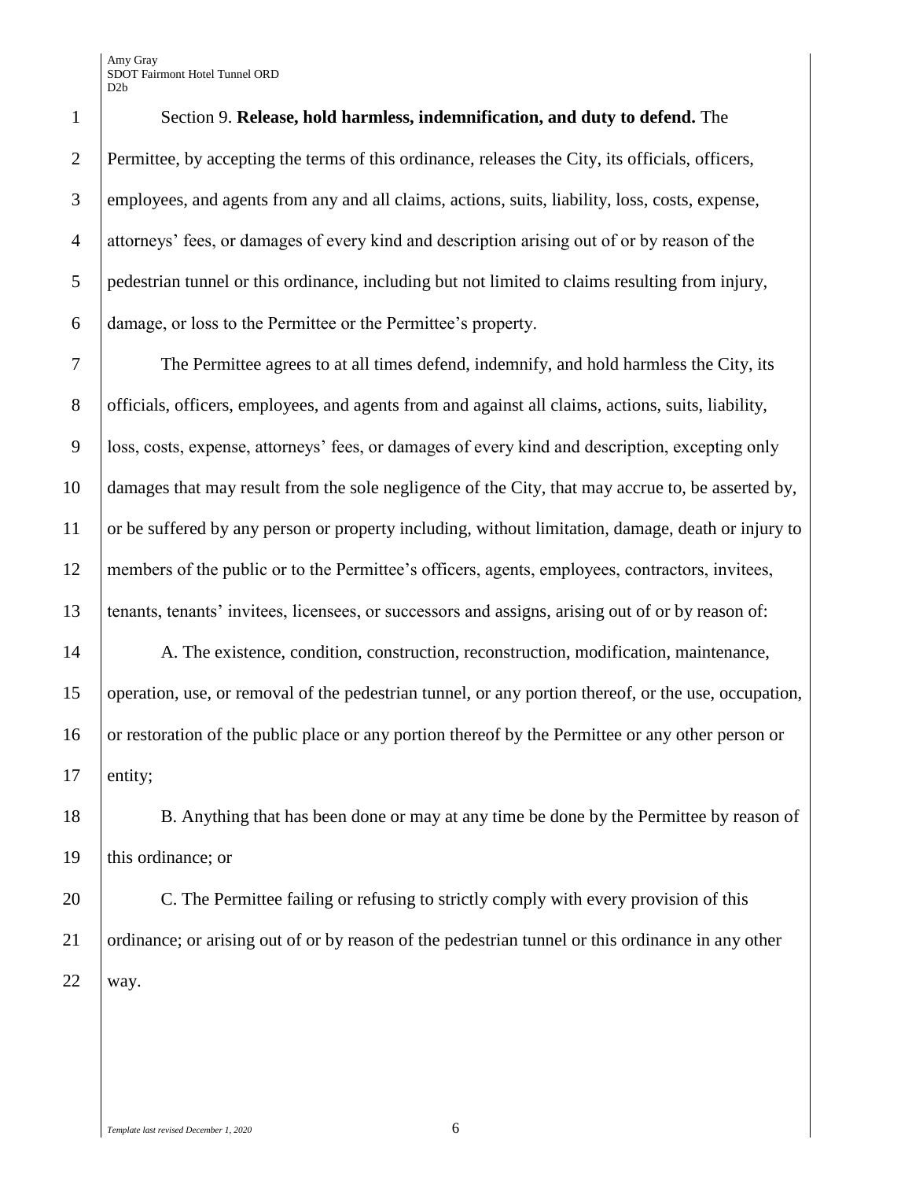Section 9. **Release, hold harmless, indemnification, and duty to defend.** The Permittee, by accepting the terms of this ordinance, releases the City, its officials, officers, employees, and agents from any and all claims, actions, suits, liability, loss, costs, expense, attorneys' fees, or damages of every kind and description arising out of or by reason of the pedestrian tunnel or this ordinance, including but not limited to claims resulting from injury, damage, or loss to the Permittee or the Permittee's property.

The Permittee agrees to at all times defend, indemnify, and hold harmless the City, its officials, officers, employees, and agents from and against all claims, actions, suits, liability, loss, costs, expense, attorneys' fees, or damages of every kind and description, excepting only damages that may result from the sole negligence of the City, that may accrue to, be asserted by, or be suffered by any person or property including, without limitation, damage, death or injury to members of the public or to the Permittee's officers, agents, employees, contractors, invitees, tenants, tenants' invitees, licensees, or successors and assigns, arising out of or by reason of:

A. The existence, condition, construction, reconstruction, modification, maintenance, operation, use, or removal of the pedestrian tunnel, or any portion thereof, or the use, occupation, or restoration of the public place or any portion thereof by the Permittee or any other person or entity;

B. Anything that has been done or may at any time be done by the Permittee by reason of this ordinance; or

C. The Permittee failing or refusing to strictly comply with every provision of this ordinance; or arising out of or by reason of the pedestrian tunnel or this ordinance in any other way.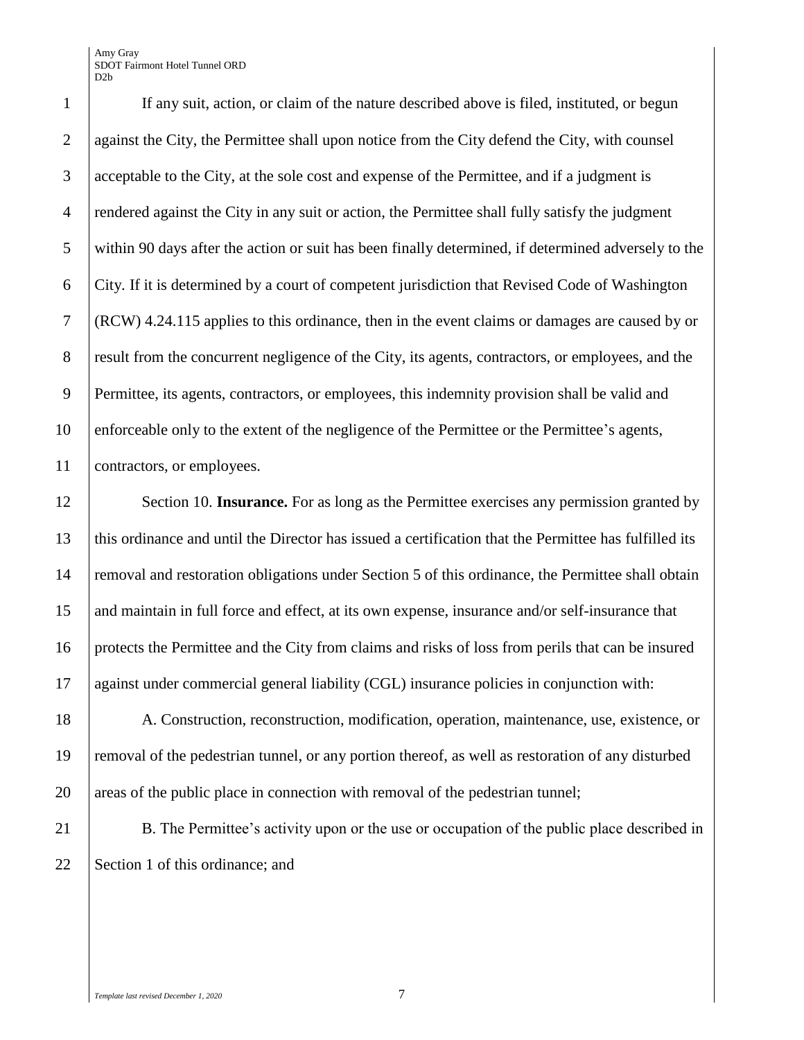If any suit, action, or claim of the nature described above is filed, instituted, or begun against the City, the Permittee shall upon notice from the City defend the City, with counsel acceptable to the City, at the sole cost and expense of the Permittee, and if a judgment is rendered against the City in any suit or action, the Permittee shall fully satisfy the judgment within 90 days after the action or suit has been finally determined, if determined adversely to the City. If it is determined by a court of competent jurisdiction that Revised Code of Washington (RCW) 4.24.115 applies to this ordinance, then in the event claims or damages are caused by or result from the concurrent negligence of the City, its agents, contractors, or employees, and the Permittee, its agents, contractors, or employees, this indemnity provision shall be valid and enforceable only to the extent of the negligence of the Permittee or the Permittee's agents, contractors, or employees.

Section 10. **Insurance.** For as long as the Permittee exercises any permission granted by this ordinance and until the Director has issued a certification that the Permittee has fulfilled its removal and restoration obligations under Section 5 of this ordinance, the Permittee shall obtain and maintain in full force and effect, at its own expense, insurance and/or self-insurance that protects the Permittee and the City from claims and risks of loss from perils that can be insured against under commercial general liability (CGL) insurance policies in conjunction with:

A. Construction, reconstruction, modification, operation, maintenance, use, existence, or removal of the pedestrian tunnel, or any portion thereof, as well as restoration of any disturbed areas of the public place in connection with removal of the pedestrian tunnel;

B. The Permittee's activity upon or the use or occupation of the public place described in Section 1 of this ordinance; and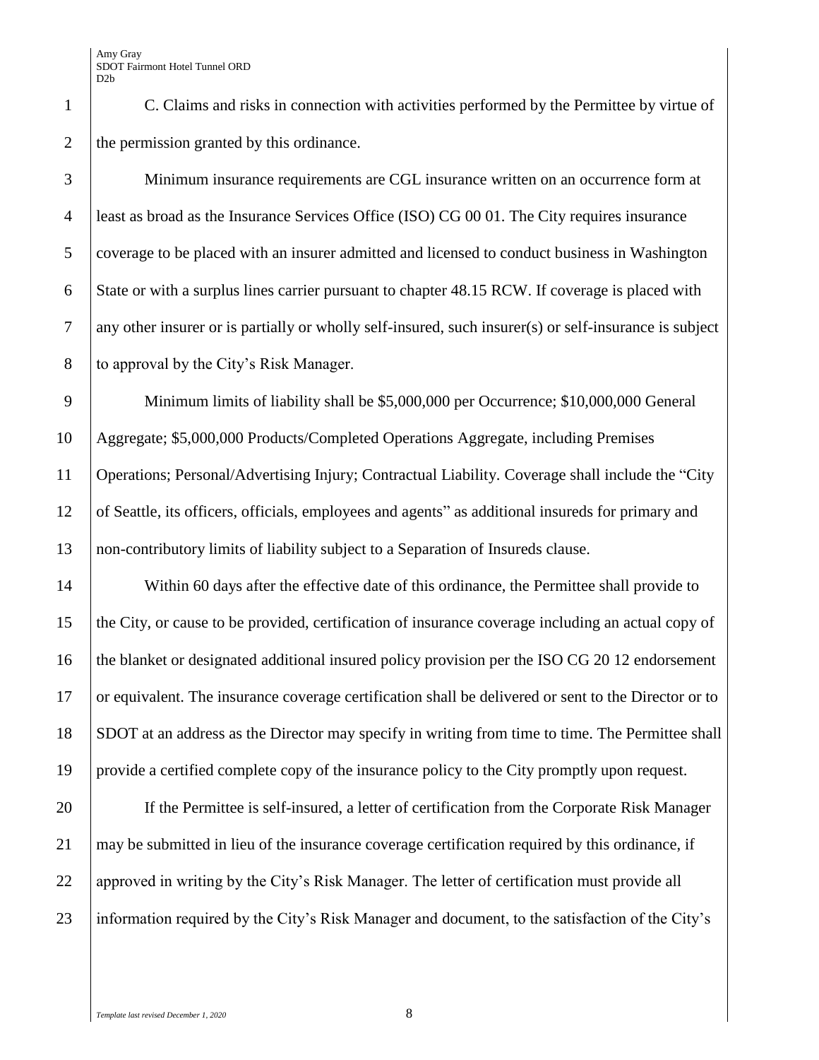C. Claims and risks in connection with activities performed by the Permittee by virtue of the permission granted by this ordinance.

Minimum insurance requirements are CGL insurance written on an occurrence form at least as broad as the Insurance Services Office (ISO) CG 00 01. The City requires insurance coverage to be placed with an insurer admitted and licensed to conduct business in Washington State or with a surplus lines carrier pursuant to chapter 48.15 RCW. If coverage is placed with any other insurer or is partially or wholly self-insured, such insurer(s) or self-insurance is subject to approval by the City's Risk Manager.

Minimum limits of liability shall be $5,000,000 per Occurrence; $10,000,000 General Aggregate; $5,000,000 Products/Completed Operations Aggregate, including Premises Operations; Personal/Advertising Injury; Contractual Liability. Coverage shall include the "City of Seattle, its officers, officials, employees and agents" as additional insureds for primary and non-contributory limits of liability subject to a Separation of Insureds clause.

Within 60 days after the effective date of this ordinance, the Permittee shall provide to the City, or cause to be provided, certification of insurance coverage including an actual copy of the blanket or designated additional insured policy provision per the ISO CG 20 12 endorsement or equivalent. The insurance coverage certification shall be delivered or sent to the Director or to SDOT at an address as the Director may specify in writing from time to time. The Permittee shall provide a certified complete copy of the insurance policy to the City promptly upon request.

If the Permittee is self-insured, a letter of certification from the Corporate Risk Manager may be submitted in lieu of the insurance coverage certification required by this ordinance, if approved in writing by the City's Risk Manager. The letter of certification must provide all information required by the City's Risk Manager and document, to the satisfaction of the City's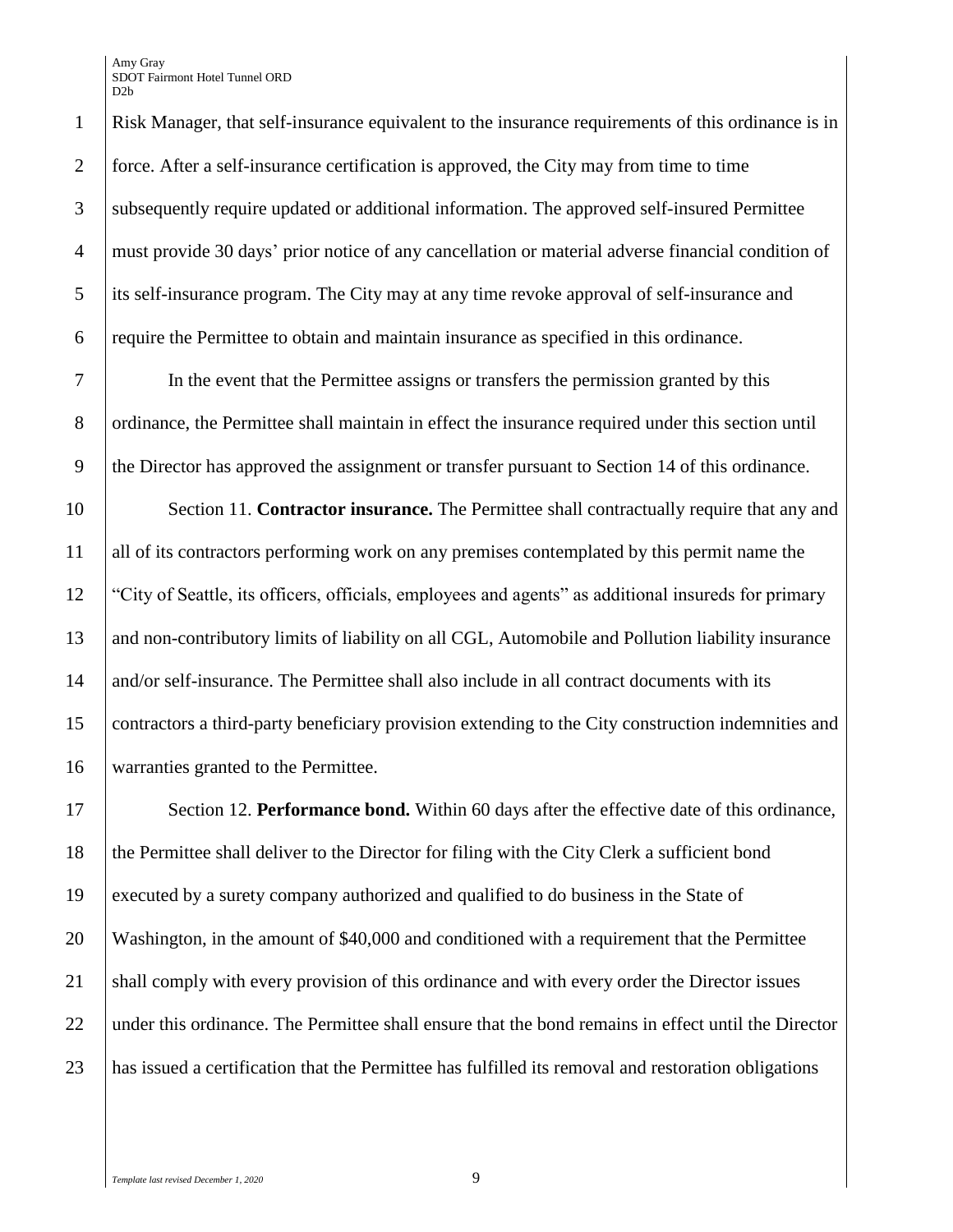Risk Manager, that self-insurance equivalent to the insurance requirements of this ordinance is in force. After a self-insurance certification is approved, the City may from time to time subsequently require updated or additional information. The approved self-insured Permittee must provide 30 days' prior notice of any cancellation or material adverse financial condition of its self-insurance program. The City may at any time revoke approval of self-insurance and require the Permittee to obtain and maintain insurance as specified in this ordinance.

In the event that the Permittee assigns or transfers the permission granted by this ordinance, the Permittee shall maintain in effect the insurance required under this section until the Director has approved the assignment or transfer pursuant to Section 14 of this ordinance.

Section 11. **Contractor insurance.** The Permittee shall contractually require that any and all of its contractors performing work on any premises contemplated by this permit name the "City of Seattle, its officers, officials, employees and agents" as additional insureds for primary and non-contributory limits of liability on all CGL, Automobile and Pollution liability insurance and/or self-insurance. The Permittee shall also include in all contract documents with its contractors a third-party beneficiary provision extending to the City construction indemnities and warranties granted to the Permittee.

Section 12. **Performance bond.** Within 60 days after the effective date of this ordinance, the Permittee shall deliver to the Director for filing with the City Clerk a sufficient bond executed by a surety company authorized and qualified to do business in the State of Washington, in the amount of $40,000 and conditioned with a requirement that the Permittee shall comply with every provision of this ordinance and with every order the Director issues under this ordinance. The Permittee shall ensure that the bond remains in effect until the Director has issued a certification that the Permittee has fulfilled its removal and restoration obligations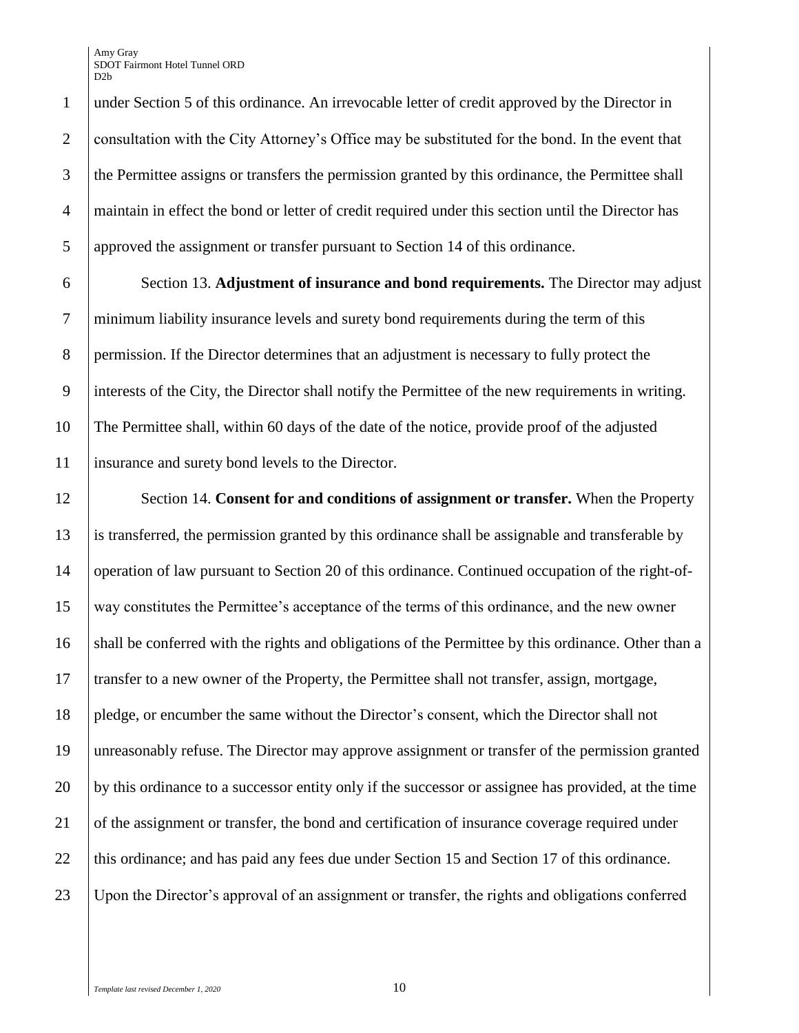under Section 5 of this ordinance. An irrevocable letter of credit approved by the Director in consultation with the City Attorney's Office may be substituted for the bond. In the event that the Permittee assigns or transfers the permission granted by this ordinance, the Permittee shall maintain in effect the bond or letter of credit required under this section until the Director has approved the assignment or transfer pursuant to Section 14 of this ordinance.

Section 13. **Adjustment of insurance and bond requirements.** The Director may adjust minimum liability insurance levels and surety bond requirements during the term of this permission. If the Director determines that an adjustment is necessary to fully protect the interests of the City, the Director shall notify the Permittee of the new requirements in writing. The Permittee shall, within 60 days of the date of the notice, provide proof of the adjusted insurance and surety bond levels to the Director.

Section 14. **Consent for and conditions of assignment or transfer.** When the Property is transferred, the permission granted by this ordinance shall be assignable and transferable by operation of law pursuant to Section 20 of this ordinance. Continued occupation of the right-of-way constitutes the Permittee's acceptance of the terms of this ordinance, and the new owner shall be conferred with the rights and obligations of the Permittee by this ordinance. Other than a transfer to a new owner of the Property, the Permittee shall not transfer, assign, mortgage, pledge, or encumber the same without the Director's consent, which the Director shall not unreasonably refuse. The Director may approve assignment or transfer of the permission granted by this ordinance to a successor entity only if the successor or assignee has provided, at the time of the assignment or transfer, the bond and certification of insurance coverage required under this ordinance; and has paid any fees due under Section 15 and Section 17 of this ordinance. Upon the Director's approval of an assignment or transfer, the rights and obligations conferred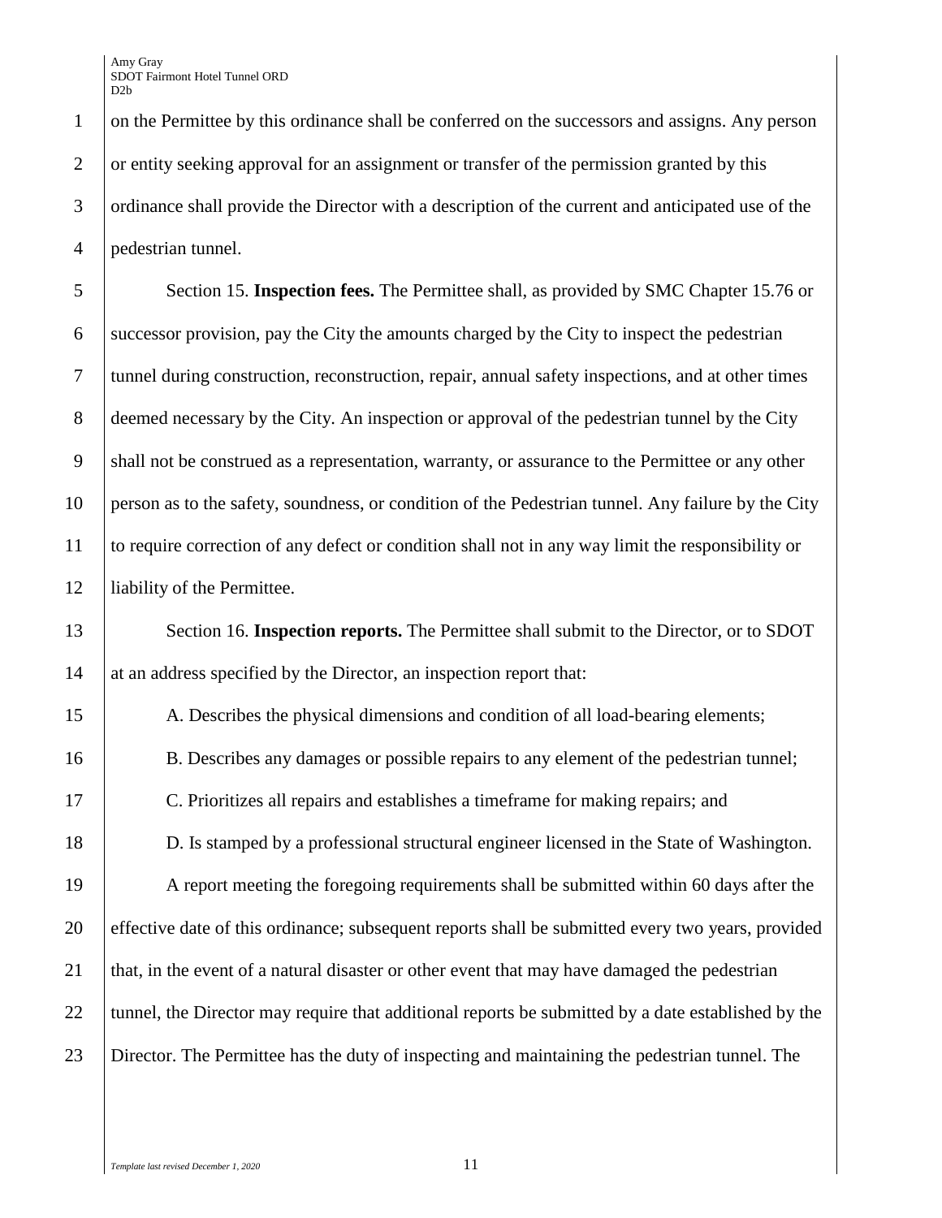on the Permittee by this ordinance shall be conferred on the successors and assigns. Any person or entity seeking approval for an assignment or transfer of the permission granted by this ordinance shall provide the Director with a description of the current and anticipated use of the pedestrian tunnel.

Section 15. **Inspection fees.** The Permittee shall, as provided by SMC Chapter 15.76 or successor provision, pay the City the amounts charged by the City to inspect the pedestrian tunnel during construction, reconstruction, repair, annual safety inspections, and at other times deemed necessary by the City. An inspection or approval of the pedestrian tunnel by the City shall not be construed as a representation, warranty, or assurance to the Permittee or any other person as to the safety, soundness, or condition of the Pedestrian tunnel. Any failure by the City to require correction of any defect or condition shall not in any way limit the responsibility or liability of the Permittee.

Section 16. **Inspection reports.** The Permittee shall submit to the Director, or to SDOT at an address specified by the Director, an inspection report that:

A. Describes the physical dimensions and condition of all load-bearing elements;

B. Describes any damages or possible repairs to any element of the pedestrian tunnel;

C. Prioritizes all repairs and establishes a timeframe for making repairs; and

D. Is stamped by a professional structural engineer licensed in the State of Washington.

A report meeting the foregoing requirements shall be submitted within 60 days after the effective date of this ordinance; subsequent reports shall be submitted every two years, provided that, in the event of a natural disaster or other event that may have damaged the pedestrian tunnel, the Director may require that additional reports be submitted by a date established by the Director. The Permittee has the duty of inspecting and maintaining the pedestrian tunnel. The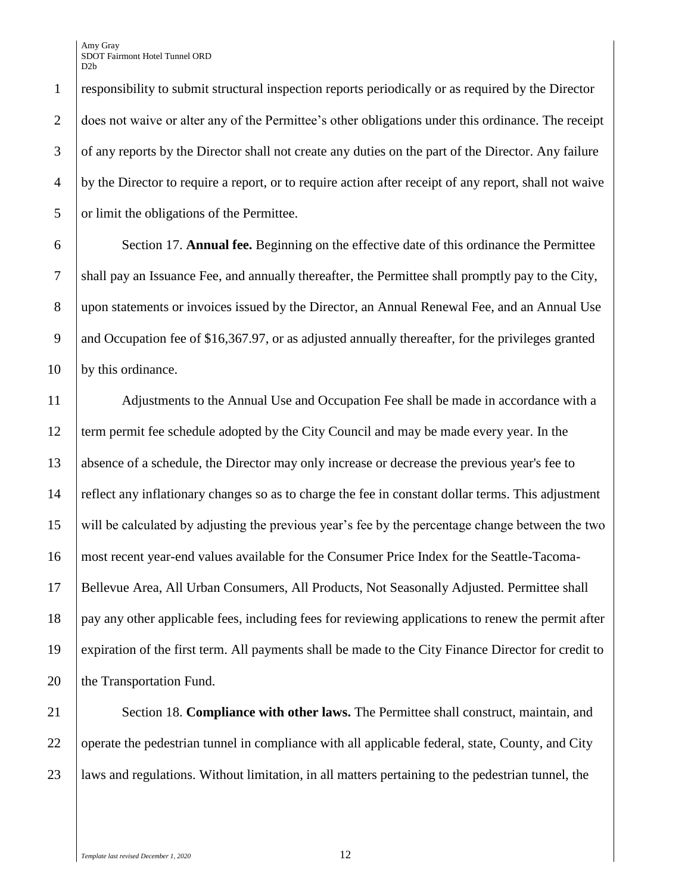responsibility to submit structural inspection reports periodically or as required by the Director does not waive or alter any of the Permittee's other obligations under this ordinance. The receipt of any reports by the Director shall not create any duties on the part of the Director. Any failure by the Director to require a report, or to require action after receipt of any report, shall not waive or limit the obligations of the Permittee.

Section 17. **Annual fee.** Beginning on the effective date of this ordinance the Permittee shall pay an Issuance Fee, and annually thereafter, the Permittee shall promptly pay to the City, upon statements or invoices issued by the Director, an Annual Renewal Fee, and an Annual Use and Occupation fee of $16,367.97, or as adjusted annually thereafter, for the privileges granted by this ordinance.

Adjustments to the Annual Use and Occupation Fee shall be made in accordance with a term permit fee schedule adopted by the City Council and may be made every year. In the absence of a schedule, the Director may only increase or decrease the previous year's fee to reflect any inflationary changes so as to charge the fee in constant dollar terms. This adjustment will be calculated by adjusting the previous year's fee by the percentage change between the two most recent year-end values available for the Consumer Price Index for the Seattle-Tacoma-Bellevue Area, All Urban Consumers, All Products, Not Seasonally Adjusted. Permittee shall pay any other applicable fees, including fees for reviewing applications to renew the permit after expiration of the first term. All payments shall be made to the City Finance Director for credit to the Transportation Fund.

Section 18. **Compliance with other laws.** The Permittee shall construct, maintain, and operate the pedestrian tunnel in compliance with all applicable federal, state, County, and City laws and regulations. Without limitation, in all matters pertaining to the pedestrian tunnel, the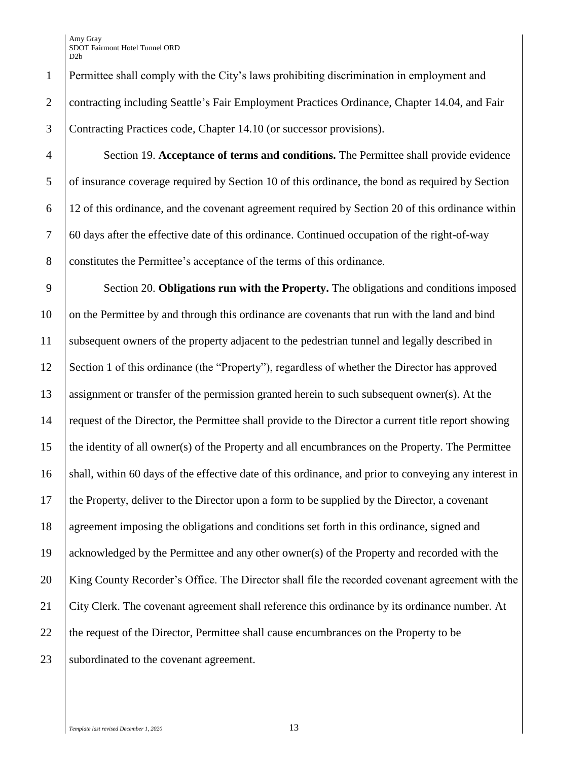Permittee shall comply with the City's laws prohibiting discrimination in employment and contracting including Seattle's Fair Employment Practices Ordinance, Chapter 14.04, and Fair Contracting Practices code, Chapter 14.10 (or successor provisions).

Section 19. **Acceptance of terms and conditions.** The Permittee shall provide evidence of insurance coverage required by Section 10 of this ordinance, the bond as required by Section 12 of this ordinance, and the covenant agreement required by Section 20 of this ordinance within 60 days after the effective date of this ordinance. Continued occupation of the right-of-way constitutes the Permittee's acceptance of the terms of this ordinance.

Section 20. **Obligations run with the Property.** The obligations and conditions imposed on the Permittee by and through this ordinance are covenants that run with the land and bind subsequent owners of the property adjacent to the pedestrian tunnel and legally described in Section 1 of this ordinance (the "Property"), regardless of whether the Director has approved assignment or transfer of the permission granted herein to such subsequent owner(s). At the request of the Director, the Permittee shall provide to the Director a current title report showing the identity of all owner(s) of the Property and all encumbrances on the Property. The Permittee shall, within 60 days of the effective date of this ordinance, and prior to conveying any interest in the Property, deliver to the Director upon a form to be supplied by the Director, a covenant agreement imposing the obligations and conditions set forth in this ordinance, signed and acknowledged by the Permittee and any other owner(s) of the Property and recorded with the King County Recorder's Office. The Director shall file the recorded covenant agreement with the City Clerk. The covenant agreement shall reference this ordinance by its ordinance number. At the request of the Director, Permittee shall cause encumbrances on the Property to be subordinated to the covenant agreement.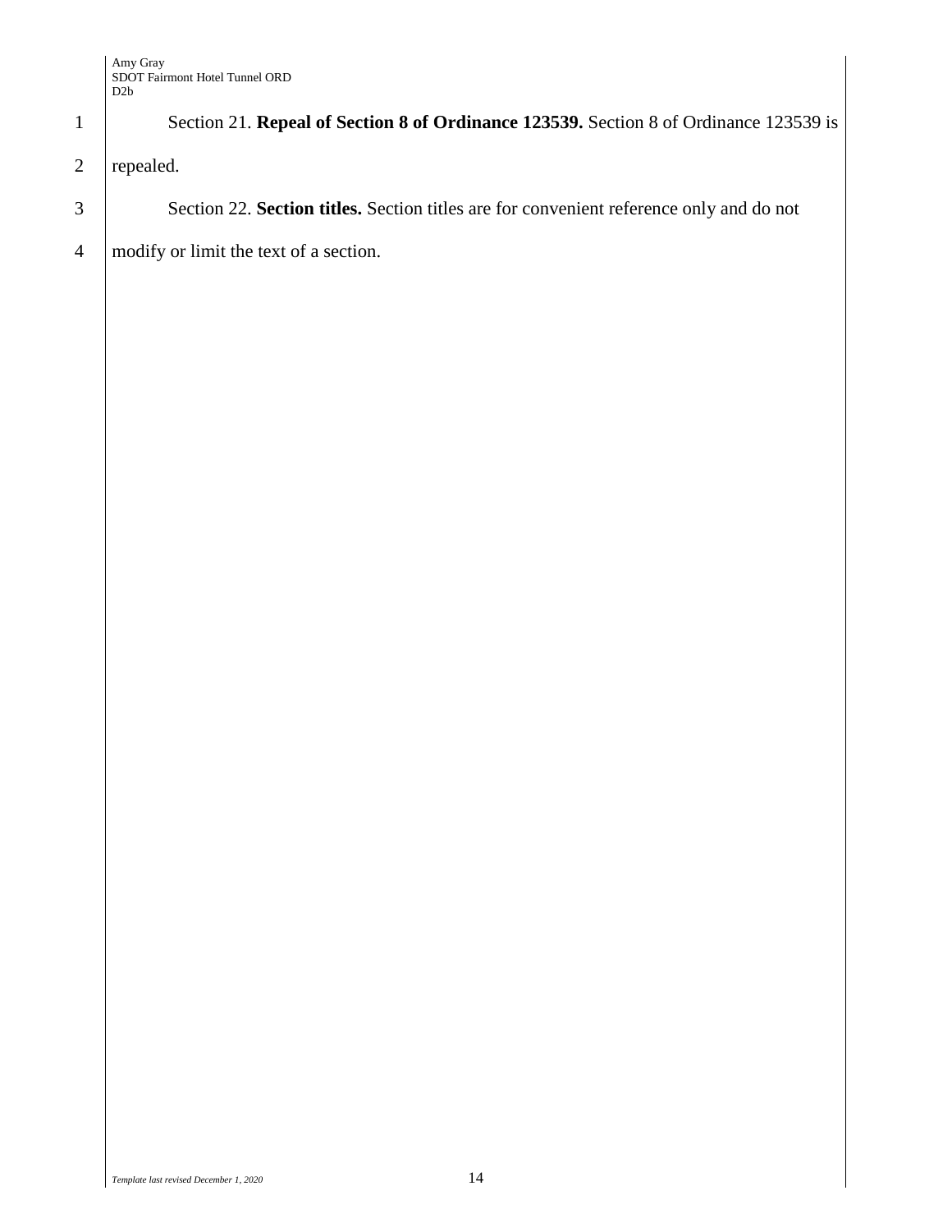Section 21. **Repeal of Section 8 of Ordinance 123539.** Section 8 of Ordinance 123539 is repealed.

Section 22. **Section titles.** Section titles are for convenient reference only and do not modify or limit the text of a section.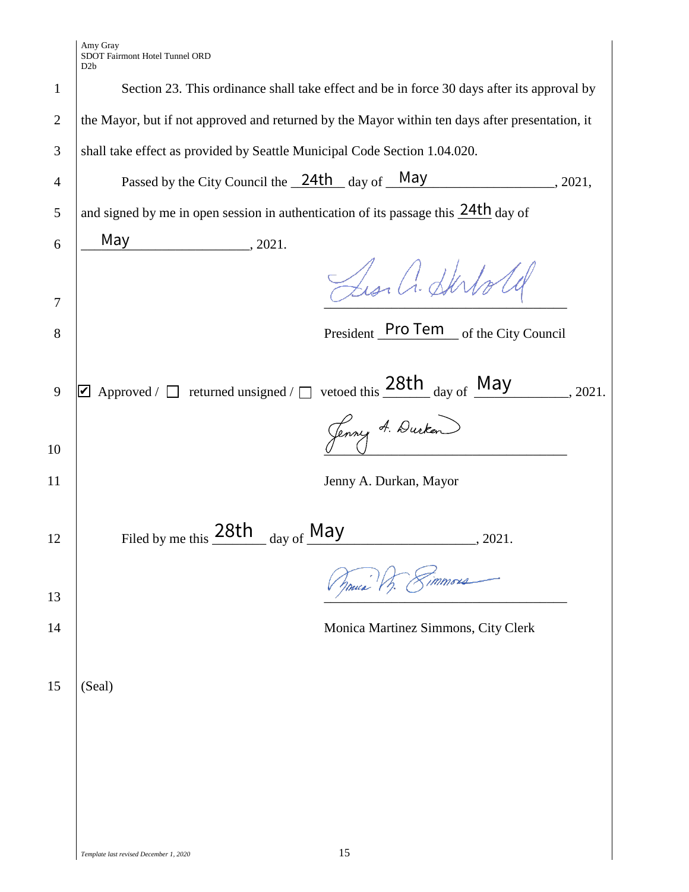Section 23. This ordinance shall take effect and be in force 30 days after its approval by the Mayor, but if not approved and returned by the Mayor within ten days after presentation, it shall take effect as provided by Seattle Municipal Code Section 1.04.020.

Passed by the City Council the 24th day of May, 2021, and signed by me in open session in authentication of its passage this 24th day of May, 2021.

____________________________________

President Pro Tem of the City Council

☑ Approved / ☐ returned unsigned / ☐ vetoed this 28th day of May, 2021.

____________________________________

Jenny A. Durkan, Mayor

Filed by me this 28th day of May, 2021.

____________________________________

Monica Martinez Simmons, City Clerk

(Seal)